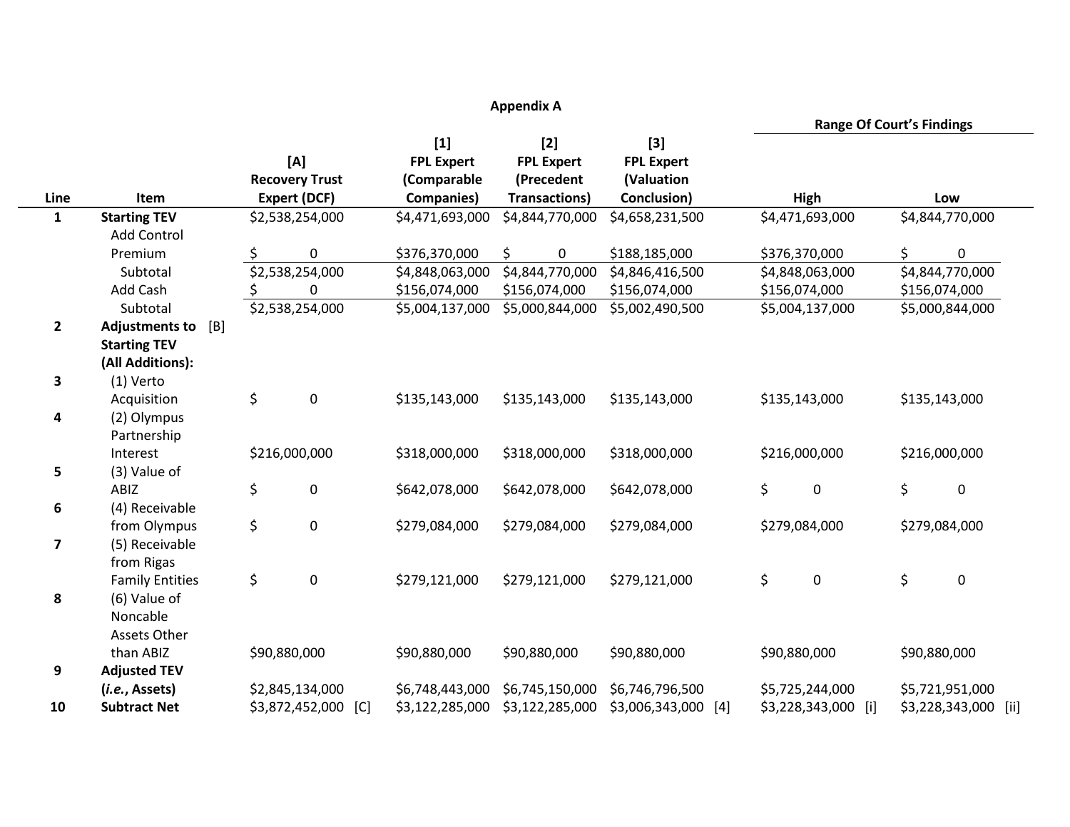**Appendix A**

| Line | Item | | [A] Recovery Trust Expert (DCF) | [1] FPL Expert (Comparable Companies) | [2] FPL Expert (Precedent Transactions) | [3] FPL Expert (Valuation Conclusion) | Range Of Court's Findings High | Range Of Court's Findings Low |
|---|---|---|---|---|---|---|---|---|
| 1 | **Starting TEV** | | $2,538,254,000 | $4,471,693,000 | $4,844,770,000 | $4,658,231,500 | $4,471,693,000 | $4,844,770,000 |
| | Add Control Premium | | $ 0 | $376,370,000 | $ 0 | $188,185,000 | $376,370,000 | $ 0 |
| | Subtotal | | $2,538,254,000 | $4,848,063,000 | $4,844,770,000 | $4,846,416,500 | $4,848,063,000 | $4,844,770,000 |
| | Add Cash | | $ 0 | $156,074,000 | $156,074,000 | $156,074,000 | $156,074,000 | $156,074,000 |
| | Subtotal | | $2,538,254,000 | $5,004,137,000 | $5,000,844,000 | $5,002,490,500 | $5,004,137,000 | $5,000,844,000 |
| 2 | **Adjustments to Starting TEV (All Additions):** | [B] | | | | | | |
| 3 | (1) Verto Acquisition | | $ 0 | $135,143,000 | $135,143,000 | $135,143,000 | $135,143,000 | $135,143,000 |
| 4 | (2) Olympus Partnership Interest | | $216,000,000 | $318,000,000 | $318,000,000 | $318,000,000 | $216,000,000 | $216,000,000 |
| 5 | (3) Value of ABIZ | | $ 0 | $642,078,000 | $642,078,000 | $642,078,000 | $ 0 | $ 0 |
| 6 | (4) Receivable from Olympus | | $ 0 | $279,084,000 | $279,084,000 | $279,084,000 | $279,084,000 | $279,084,000 |
| 7 | (5) Receivable from Rigas Family Entities | | $ 0 | $279,121,000 | $279,121,000 | $279,121,000 | $ 0 | $ 0 |
| 8 | (6) Value of Noncable Assets Other than ABIZ | | $90,880,000 | $90,880,000 | $90,880,000 | $90,880,000 | $90,880,000 | $90,880,000 |
| 9 | **Adjusted TEV (*i.e.*, Assets)** | | $2,845,134,000 | $6,748,443,000 | $6,745,150,000 | $6,746,796,500 | $5,725,244,000 | $5,721,951,000 |
| 10 | **Subtract Net** | | $3,872,452,000 [C] | $3,122,285,000 | $3,122,285,000 | $3,006,343,000 [4] | $3,228,343,000 [i] | $3,228,343,000 [ii] |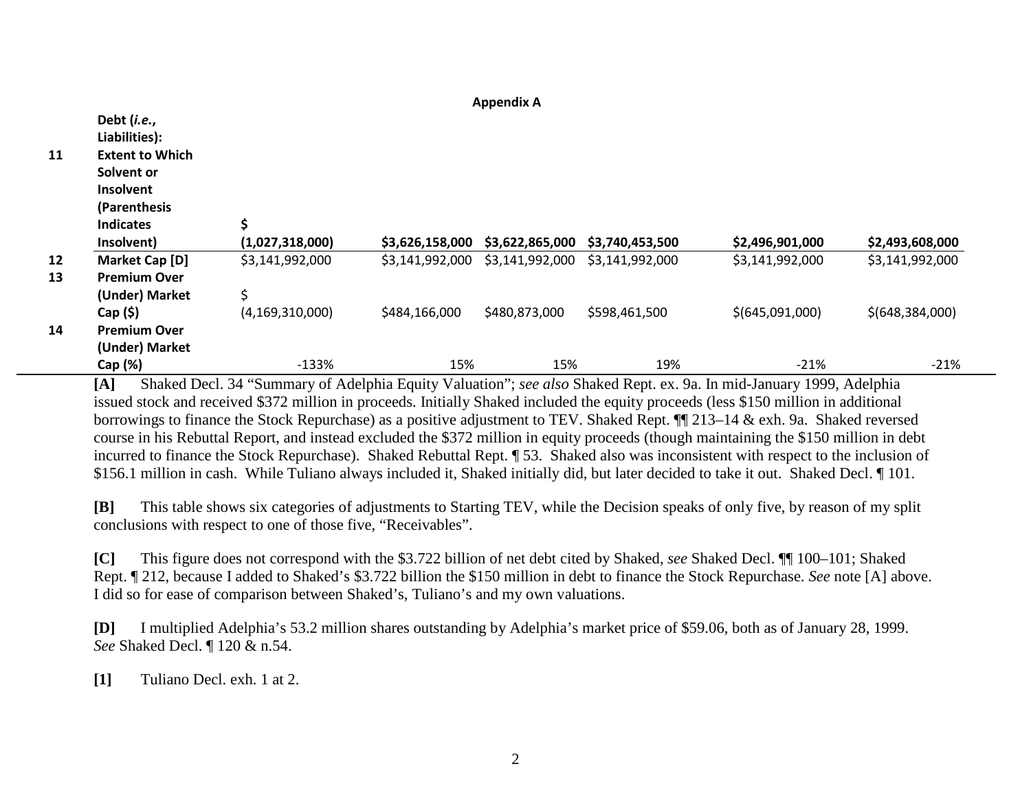**Appendix A**

| | | | | | | | |
|---|---|---|---|---|---|---|---|
| 11 | **Debt (*i.e.*, Liabilities): Extent to Which Solvent or Insolvent (Parenthesis Indicates Insolvent)** | **$ (1,027,318,000)** | **$3,626,158,000** | **$3,622,865,000** | **$3,740,453,500** | **$2,496,901,000** | **$2,493,608,000** |
| 12 | **Market Cap [D]** | $3,141,992,000 | $3,141,992,000 | $3,141,992,000 | $3,141,992,000 | $3,141,992,000 | $3,141,992,000 |
| 13 | **Premium Over (Under) Market Cap ($)** | $ (4,169,310,000) | $484,166,000 | $480,873,000 | $598,461,500 | $(645,091,000) | $(648,384,000) |
| 14 | **Premium Over (Under) Market Cap (%)** | -133% | 15% | 15% | 19% | -21% | -21% |

**[A]** Shaked Decl. 34 "Summary of Adelphia Equity Valuation"; *see also* Shaked Rept. ex. 9a. In mid-January 1999, Adelphia issued stock and received $372 million in proceeds. Initially Shaked included the equity proceeds (less $150 million in additional borrowings to finance the Stock Repurchase) as a positive adjustment to TEV. Shaked Rept. ¶¶ 213–14 & exh. 9a. Shaked reversed course in his Rebuttal Report, and instead excluded the $372 million in equity proceeds (though maintaining the $150 million in debt incurred to finance the Stock Repurchase). Shaked Rebuttal Rept. ¶ 53. Shaked also was inconsistent with respect to the inclusion of $156.1 million in cash. While Tuliano always included it, Shaked initially did, but later decided to take it out. Shaked Decl. ¶ 101.

**[B]** This table shows six categories of adjustments to Starting TEV, while the Decision speaks of only five, by reason of my split conclusions with respect to one of those five, "Receivables".

**[C]** This figure does not correspond with the $3.722 billion of net debt cited by Shaked, *see* Shaked Decl. ¶¶ 100–101; Shaked Rept. ¶ 212, because I added to Shaked's $3.722 billion the $150 million in debt to finance the Stock Repurchase. *See* note [A] above. I did so for ease of comparison between Shaked's, Tuliano's and my own valuations.

**[D]** I multiplied Adelphia's 53.2 million shares outstanding by Adelphia's market price of $59.06, both as of January 28, 1999. *See* Shaked Decl. ¶ 120 & n.54.

**[1]** Tuliano Decl. exh. 1 at 2.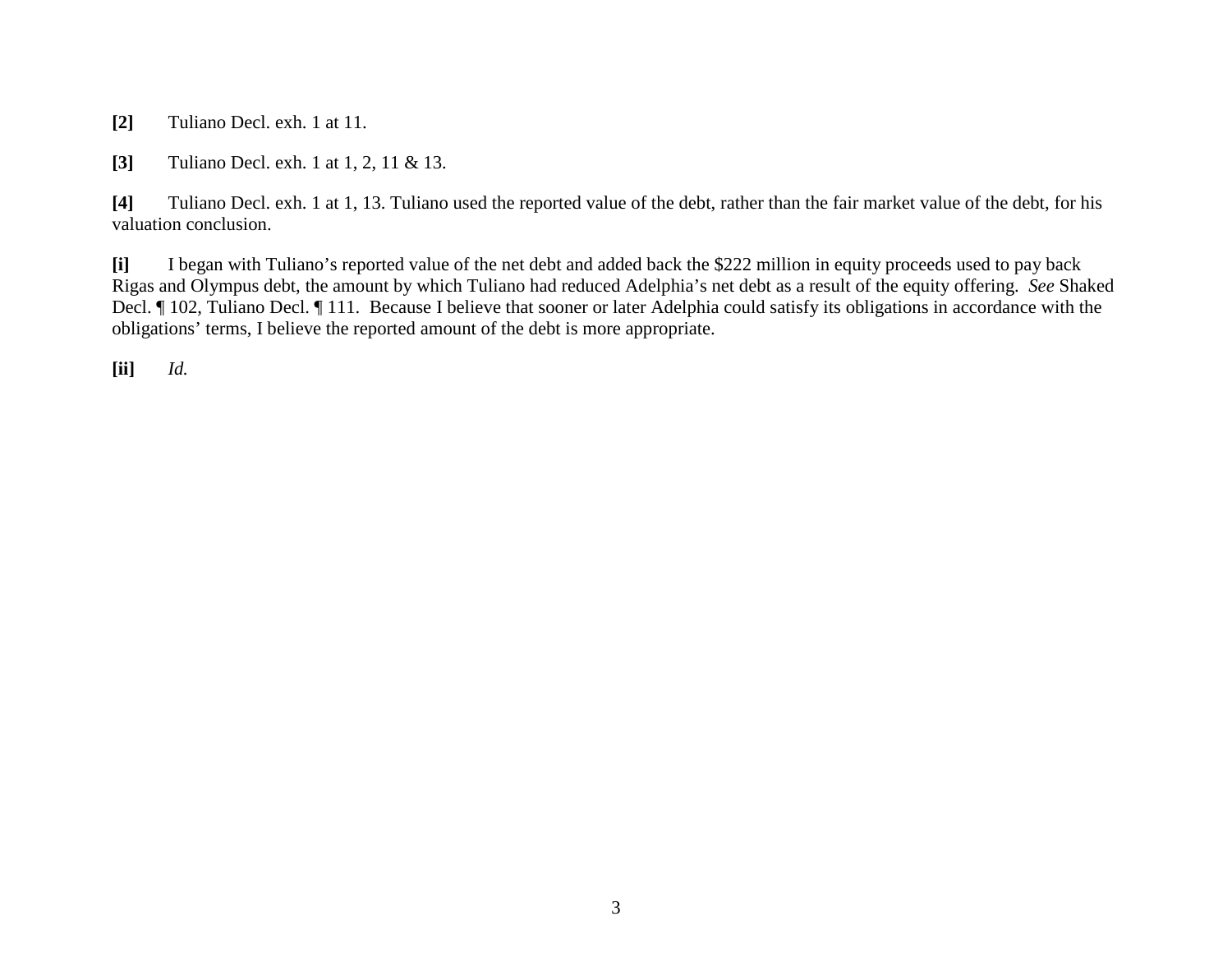**[2]** Tuliano Decl. exh. 1 at 11.

**[3]** Tuliano Decl. exh. 1 at 1, 2, 11 & 13.

**[4]** Tuliano Decl. exh. 1 at 1, 13. Tuliano used the reported value of the debt, rather than the fair market value of the debt, for his valuation conclusion.

**[i]** I began with Tuliano's reported value of the net debt and added back the $222 million in equity proceeds used to pay back Rigas and Olympus debt, the amount by which Tuliano had reduced Adelphia's net debt as a result of the equity offering. *See* Shaked Decl. ¶ 102, Tuliano Decl. ¶ 111. Because I believe that sooner or later Adelphia could satisfy its obligations in accordance with the obligations' terms, I believe the reported amount of the debt is more appropriate.

**[ii]** *Id.*